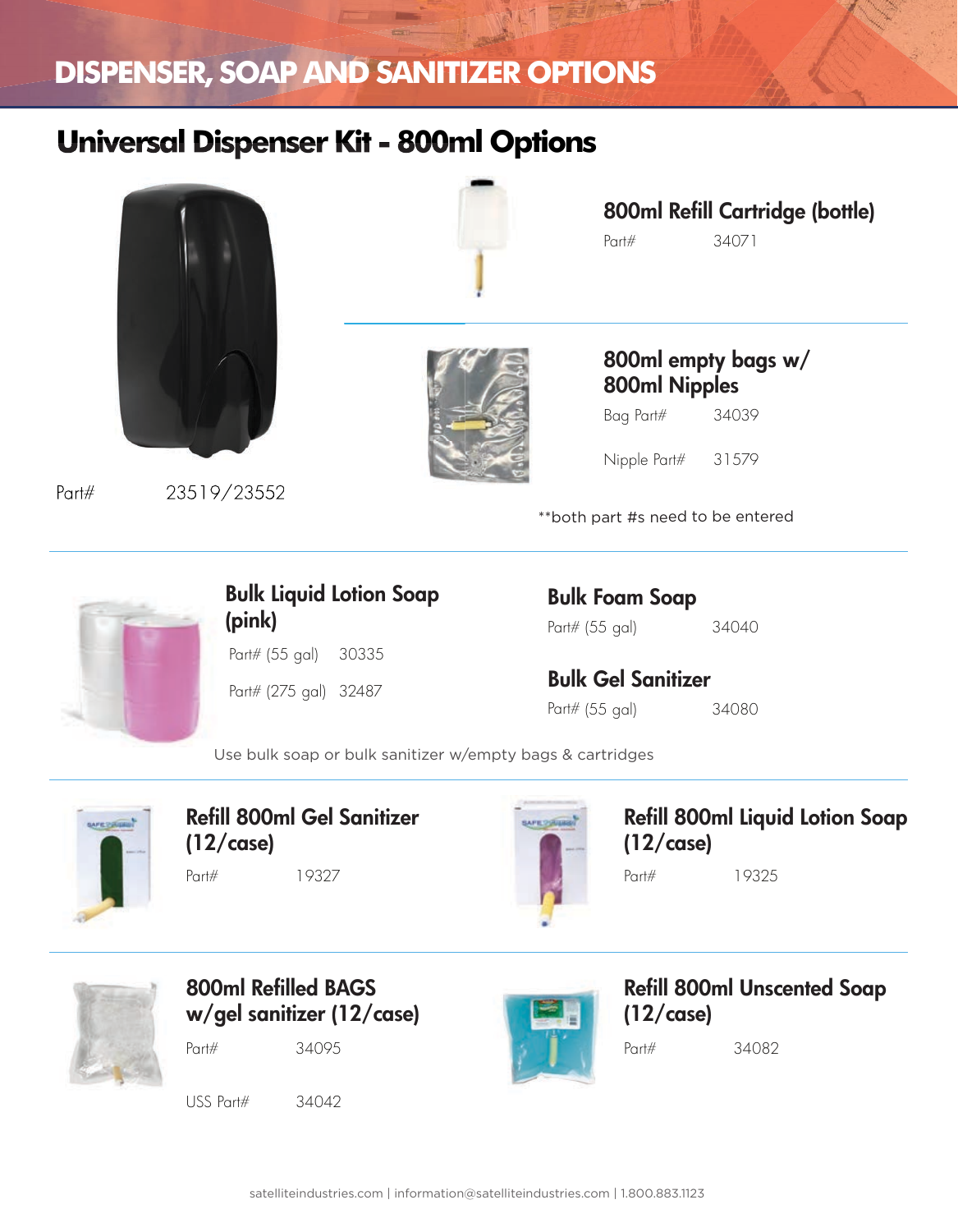# DISPENSER, SOAP AND SANITIZER OPTIONS

## Universal Dispenser Kit - 800ml Options

Part# 23519/23552

### 800ml Refill Cartridge (bottle)

Part# 34071

### 800ml empty bags w/ 800ml Nipples

Bag Part# 34039

Nipple Part# 31579

**both part #s need to be entered

### Bulk Liquid Lotion Soap (pink)

Part# (55 gal) 30335

Part# (275 gal) 32487

### Bulk Foam Soap

Part# (55 gal) 34040

### Bulk Gel Sanitizer

Part# (55 gal) 34080

Use bulk soap or bulk sanitizer w/empty bags & cartridges

### Refill 800ml Gel Sanitizer (12/case)

Part# 19327

### Refill 800ml Liquid Lotion Soap (12/case)

Part# 19325

### 800ml Refilled BAGS w/gel sanitizer (12/case)

Part# 34095

USS Part# 34042

### Refill 800ml Unscented Soap (12/case)

Part# 34082

satelliteindustries.com | information@satelliteindustries.com | 1.800.883.1123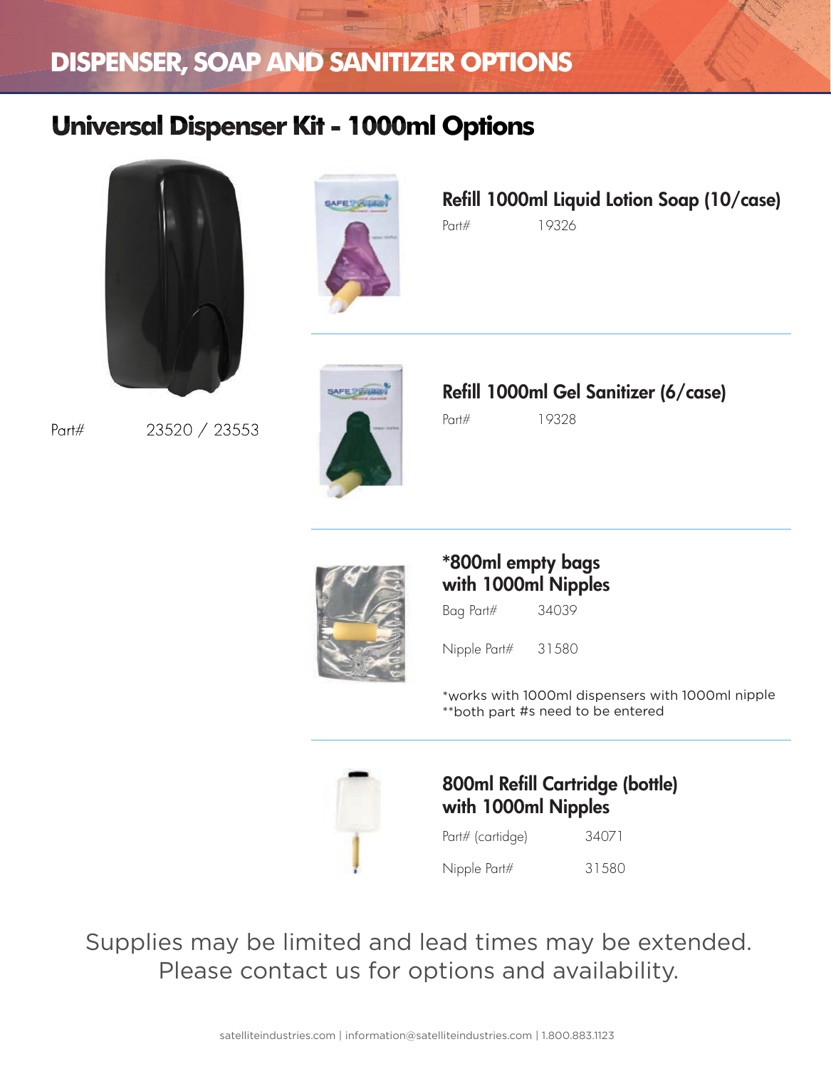# DISPENSER, SOAP AND SANITIZER OPTIONS

## Universal Dispenser Kit - 1000ml Options

Part# 23520 / 23553

### Refill 1000ml Liquid Lotion Soap (10/case)

Part# 19326

### Refill 1000ml Gel Sanitizer (6/case)

Part# 19328

### *800ml empty bags with 1000ml Nipples

Bag Part# 34039

Nipple Part# 31580

*works with 1000ml dispensers with 1000ml nipple
**both part #s need to be entered

### 800ml Refill Cartridge (bottle) with 1000ml Nipples

Part# (cartidge) 34071

Nipple Part# 31580

Supplies may be limited and lead times may be extended.
Please contact us for options and availability.

satelliteindustries.com | information@satelliteindustries.com | 1.800.883.1123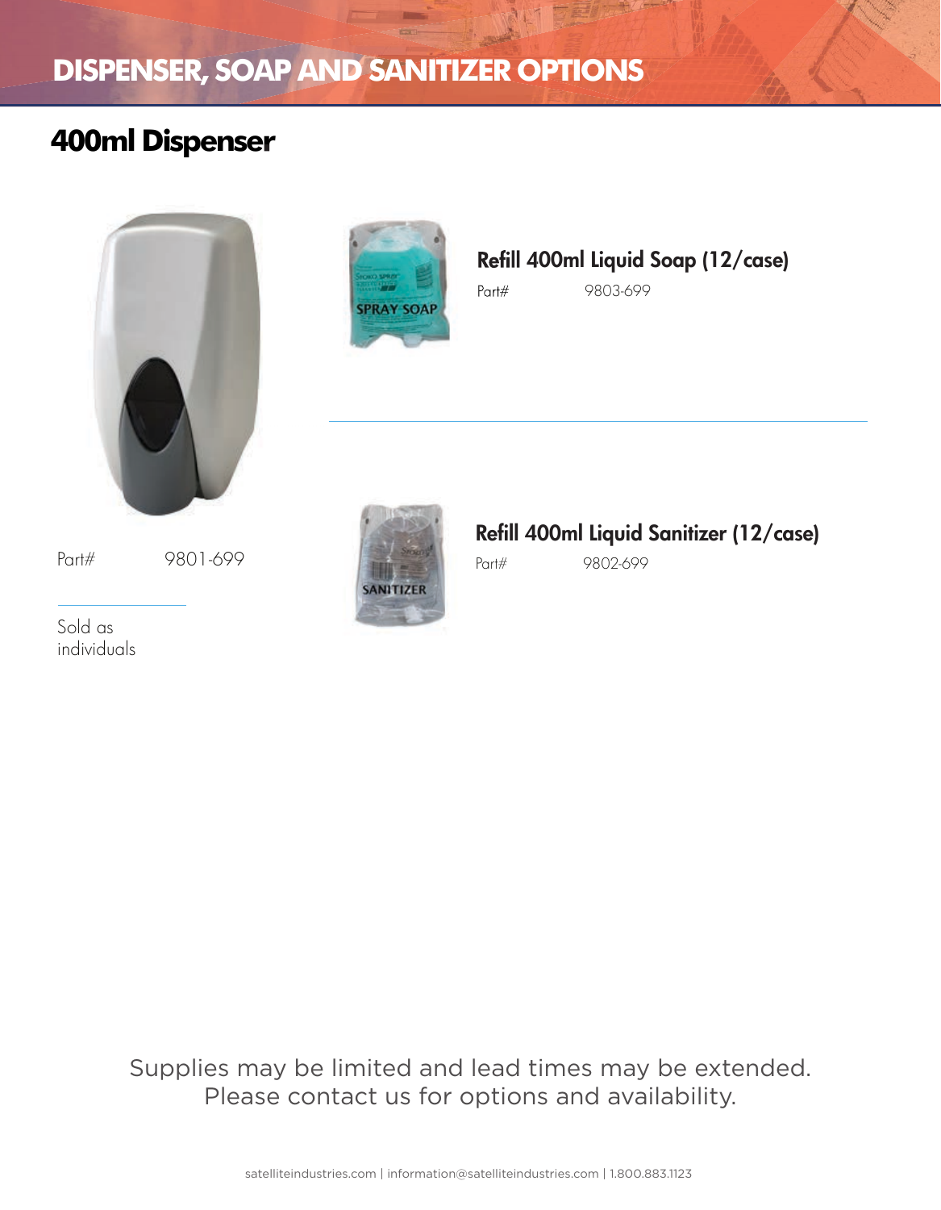# DISPENSER, SOAP AND SANITIZER OPTIONS

## 400ml Dispenser

Part# 9801-699

Sold as individuals

### Refill 400ml Liquid Soap (12/case)

Part# 9803-699

### Refill 400ml Liquid Sanitizer (12/case)

Part# 9802-699

Supplies may be limited and lead times may be extended. Please contact us for options and availability.

satelliteindustries.com | information@satelliteindustries.com | 1.800.883.1123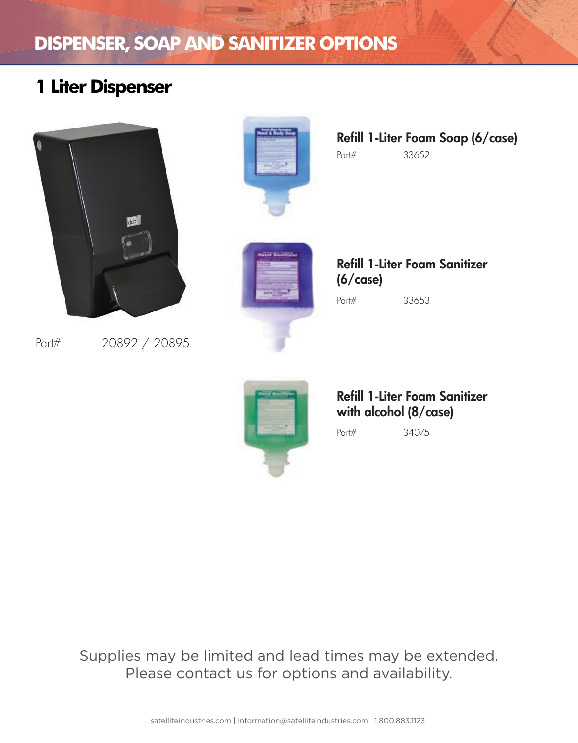# DISPENSER, SOAP AND SANITIZER OPTIONS

## 1 Liter Dispenser

Part# 20892 / 20895

### Refill 1-Liter Foam Soap (6/case)

Part# 33652

### Refill 1-Liter Foam Sanitizer (6/case)

Part# 33653

### Refill 1-Liter Foam Sanitizer with alcohol (8/case)

Part# 34075

Supplies may be limited and lead times may be extended. Please contact us for options and availability.

satelliteindustries.com | information@satelliteindustries.com | 1.800.883.1123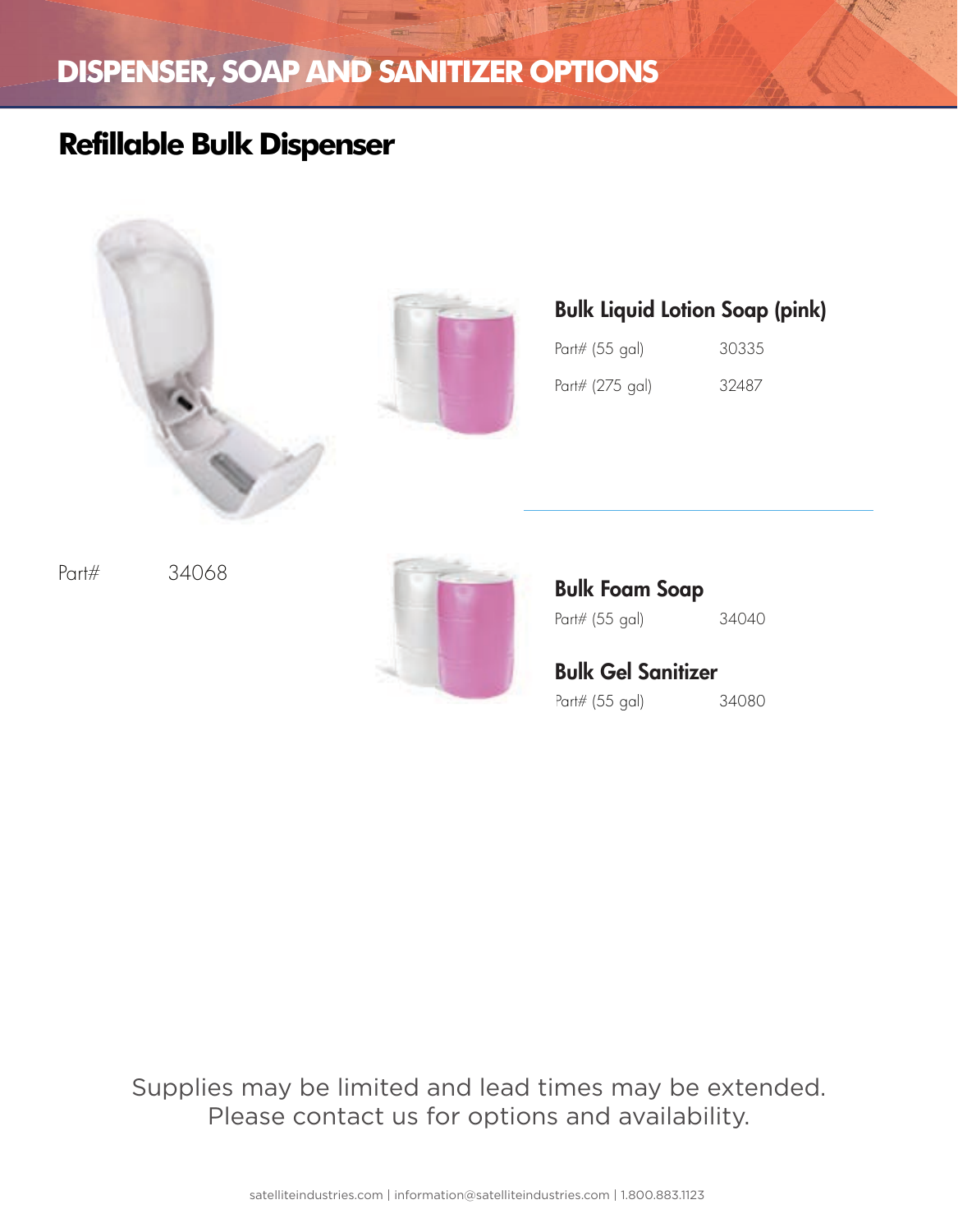# DISPENSER, SOAP AND SANITIZER OPTIONS

## Refillable Bulk Dispenser

Part# 34068

### Bulk Liquid Lotion Soap (pink)

| | |
|---|---|
| Part# (55 gal) | 30335 |
| Part# (275 gal) | 32487 |

### Bulk Foam Soap

Part# (55 gal) 34040

### Bulk Gel Sanitizer

Part# (55 gal) 34080

Supplies may be limited and lead times may be extended.
Please contact us for options and availability.

satelliteindustries.com | information@satelliteindustries.com | 1.800.883.1123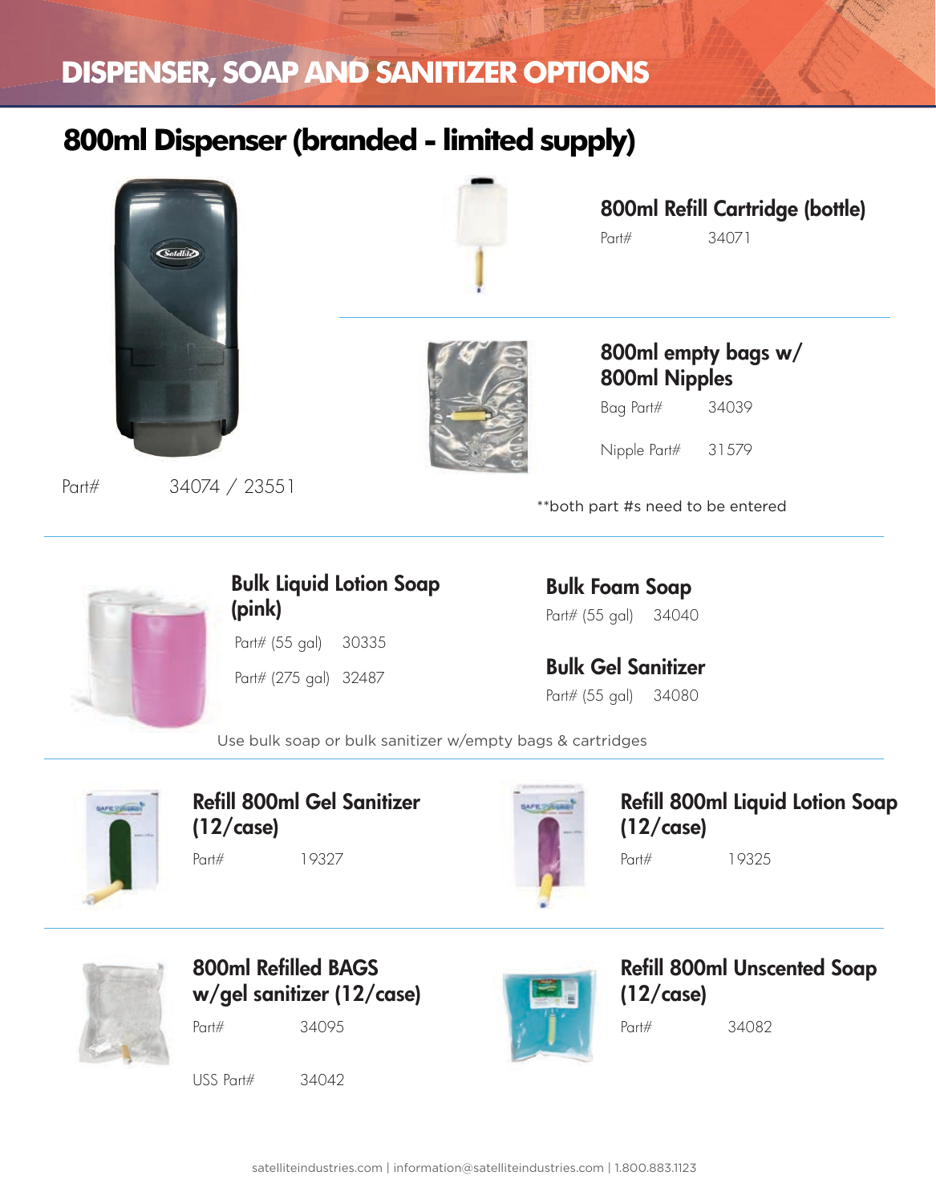# DISPENSER, SOAP AND SANITIZER OPTIONS

## 800ml Dispenser (branded - limited supply)

Part# 34074 / 23551

### 800ml Refill Cartridge (bottle)

Part# 34071

### 800ml empty bags w/ 800ml Nipples

Bag Part# 34039

Nipple Part# 31579

**both part #s need to be entered

### Bulk Liquid Lotion Soap (pink)

Part# (55 gal) 30335

Part# (275 gal) 32487

### Bulk Foam Soap

Part# (55 gal) 34040

### Bulk Gel Sanitizer

Part# (55 gal) 34080

Use bulk soap or bulk sanitizer w/empty bags & cartridges

### Refill 800ml Gel Sanitizer (12/case)

Part# 19327

### Refill 800ml Liquid Lotion Soap (12/case)

Part# 19325

### 800ml Refilled BAGS w/gel sanitizer (12/case)

Part# 34095

USS Part# 34042

### Refill 800ml Unscented Soap (12/case)

Part# 34082

satelliteindustries.com | information@satelliteindustries.com | 1.800.883.1123